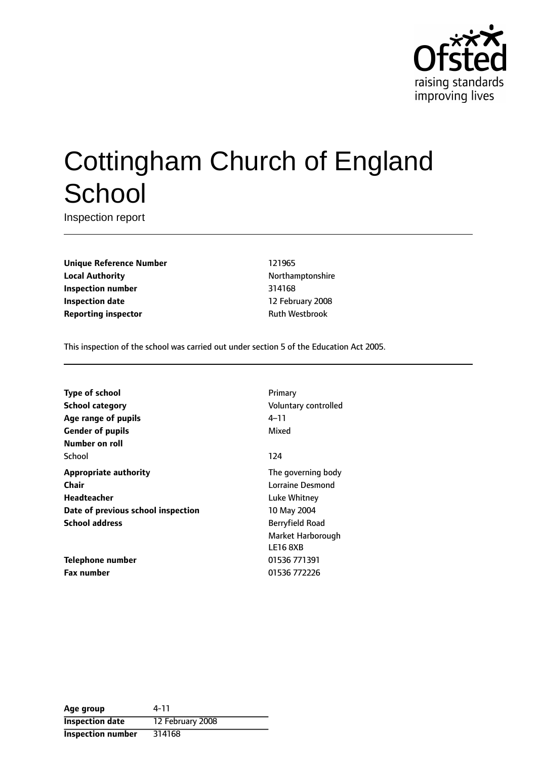# Cottingham Church of England School

Inspection report

| | |
|---|---|
| **Unique Reference Number** | 121965 |
| **Local Authority** | Northamptonshire |
| **Inspection number** | 314168 |
| **Inspection date** | 12 February 2008 |
| **Reporting inspector** | Ruth Westbrook |

This inspection of the school was carried out under section 5 of the Education Act 2005.

| | |
|---|---|
| **Type of school** | Primary |
| **School category** | Voluntary controlled |
| **Age range of pupils** | 4–11 |
| **Gender of pupils** | Mixed |
| **Number on roll** | |
| School | 124 |
| **Appropriate authority** | The governing body |
| **Chair** | Lorraine Desmond |
| **Headteacher** | Luke Whitney |
| **Date of previous school inspection** | 10 May 2004 |
| **School address** | Berryfield Road<br>Market Harborough<br>LE16 8XB |
| **Telephone number** | 01536 771391 |
| **Fax number** | 01536 772226 |

| **Age group** | 4-11 |
|---|---|
| **Inspection date** | 12 February 2008 |
| **Inspection number** | 314168 |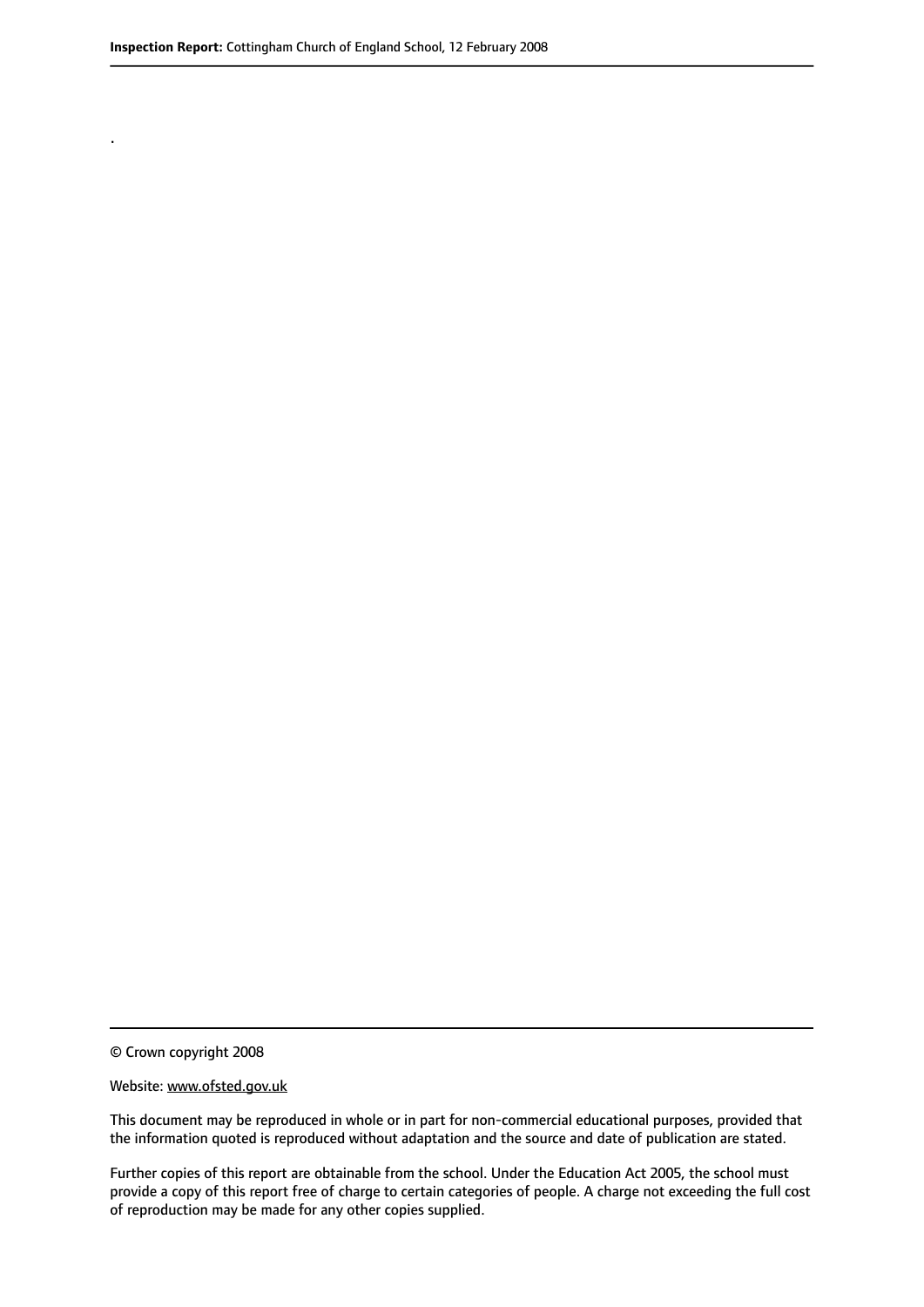.

© Crown copyright 2008

Website: www.ofsted.gov.uk

This document may be reproduced in whole or in part for non-commercial educational purposes, provided that the information quoted is reproduced without adaptation and the source and date of publication are stated.

Further copies of this report are obtainable from the school. Under the Education Act 2005, the school must provide a copy of this report free of charge to certain categories of people. A charge not exceeding the full cost of reproduction may be made for any other copies supplied.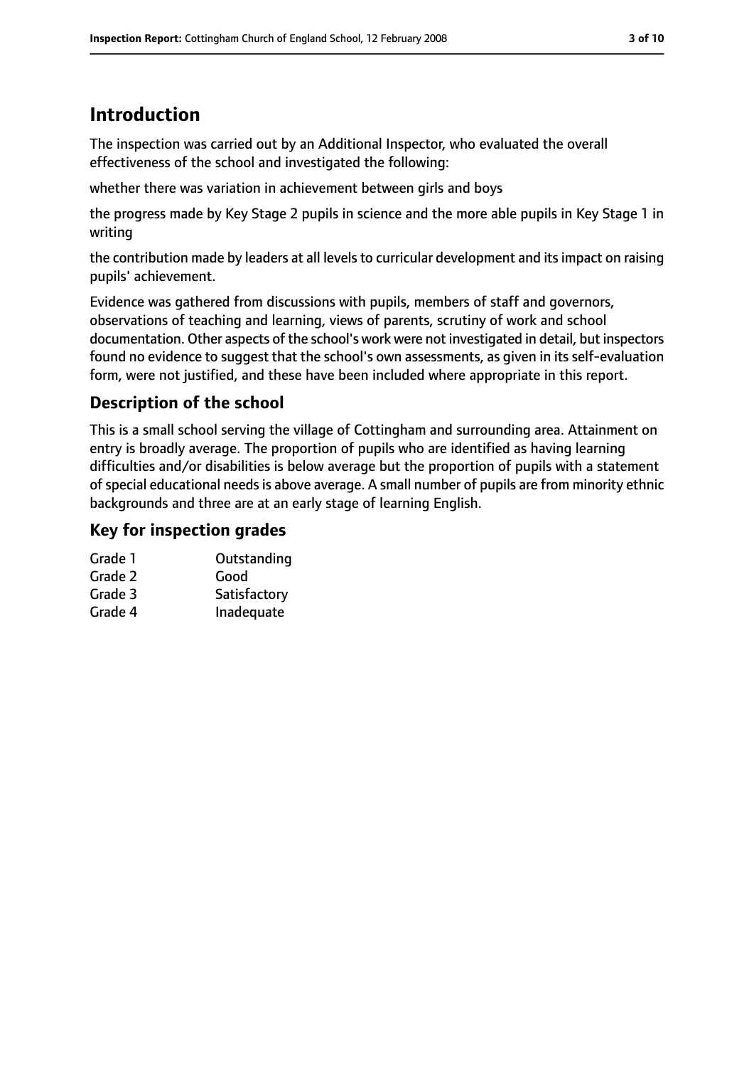# Introduction

The inspection was carried out by an Additional Inspector, who evaluated the overall effectiveness of the school and investigated the following:

whether there was variation in achievement between girls and boys

the progress made by Key Stage 2 pupils in science and the more able pupils in Key Stage 1 in writing

the contribution made by leaders at all levels to curricular development and its impact on raising pupils' achievement.

Evidence was gathered from discussions with pupils, members of staff and governors, observations of teaching and learning, views of parents, scrutiny of work and school documentation. Other aspects of the school's work were not investigated in detail, but inspectors found no evidence to suggest that the school's own assessments, as given in its self-evaluation form, were not justified, and these have been included where appropriate in this report.

## Description of the school

This is a small school serving the village of Cottingham and surrounding area. Attainment on entry is broadly average. The proportion of pupils who are identified as having learning difficulties and/or disabilities is below average but the proportion of pupils with a statement of special educational needs is above average. A small number of pupils are from minority ethnic backgrounds and three are at an early stage of learning English.

## Key for inspection grades

| | |
|---|---|
| Grade 1 | Outstanding |
| Grade 2 | Good |
| Grade 3 | Satisfactory |
| Grade 4 | Inadequate |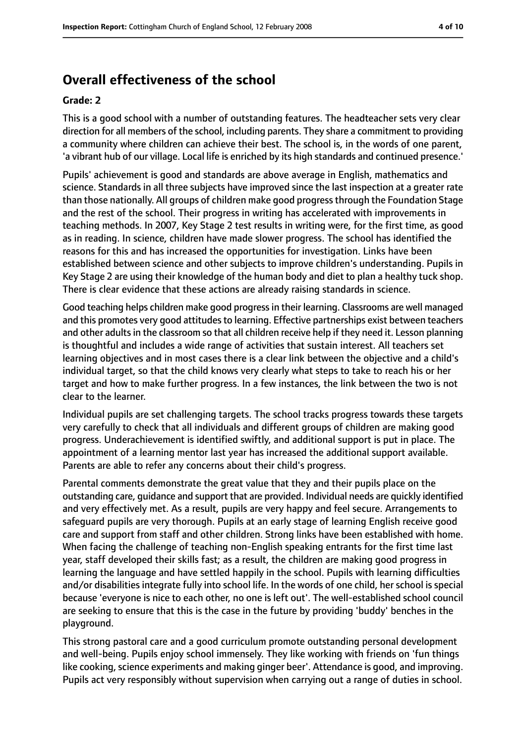## Overall effectiveness of the school

**Grade: 2**

This is a good school with a number of outstanding features. The headteacher sets very clear direction for all members of the school, including parents. They share a commitment to providing a community where children can achieve their best. The school is, in the words of one parent, 'a vibrant hub of our village. Local life is enriched by its high standards and continued presence.'

Pupils' achievement is good and standards are above average in English, mathematics and science. Standards in all three subjects have improved since the last inspection at a greater rate than those nationally. All groups of children make good progress through the Foundation Stage and the rest of the school. Their progress in writing has accelerated with improvements in teaching methods. In 2007, Key Stage 2 test results in writing were, for the first time, as good as in reading. In science, children have made slower progress. The school has identified the reasons for this and has increased the opportunities for investigation. Links have been established between science and other subjects to improve children's understanding. Pupils in Key Stage 2 are using their knowledge of the human body and diet to plan a healthy tuck shop. There is clear evidence that these actions are already raising standards in science.

Good teaching helps children make good progress in their learning. Classrooms are well managed and this promotes very good attitudes to learning. Effective partnerships exist between teachers and other adults in the classroom so that all children receive help if they need it. Lesson planning is thoughtful and includes a wide range of activities that sustain interest. All teachers set learning objectives and in most cases there is a clear link between the objective and a child's individual target, so that the child knows very clearly what steps to take to reach his or her target and how to make further progress. In a few instances, the link between the two is not clear to the learner.

Individual pupils are set challenging targets. The school tracks progress towards these targets very carefully to check that all individuals and different groups of children are making good progress. Underachievement is identified swiftly, and additional support is put in place. The appointment of a learning mentor last year has increased the additional support available. Parents are able to refer any concerns about their child's progress.

Parental comments demonstrate the great value that they and their pupils place on the outstanding care, guidance and support that are provided. Individual needs are quickly identified and very effectively met. As a result, pupils are very happy and feel secure. Arrangements to safeguard pupils are very thorough. Pupils at an early stage of learning English receive good care and support from staff and other children. Strong links have been established with home. When facing the challenge of teaching non-English speaking entrants for the first time last year, staff developed their skills fast; as a result, the children are making good progress in learning the language and have settled happily in the school. Pupils with learning difficulties and/or disabilities integrate fully into school life. In the words of one child, her school is special because 'everyone is nice to each other, no one is left out'. The well-established school council are seeking to ensure that this is the case in the future by providing 'buddy' benches in the playground.

This strong pastoral care and a good curriculum promote outstanding personal development and well-being. Pupils enjoy school immensely. They like working with friends on 'fun things like cooking, science experiments and making ginger beer'. Attendance is good, and improving. Pupils act very responsibly without supervision when carrying out a range of duties in school.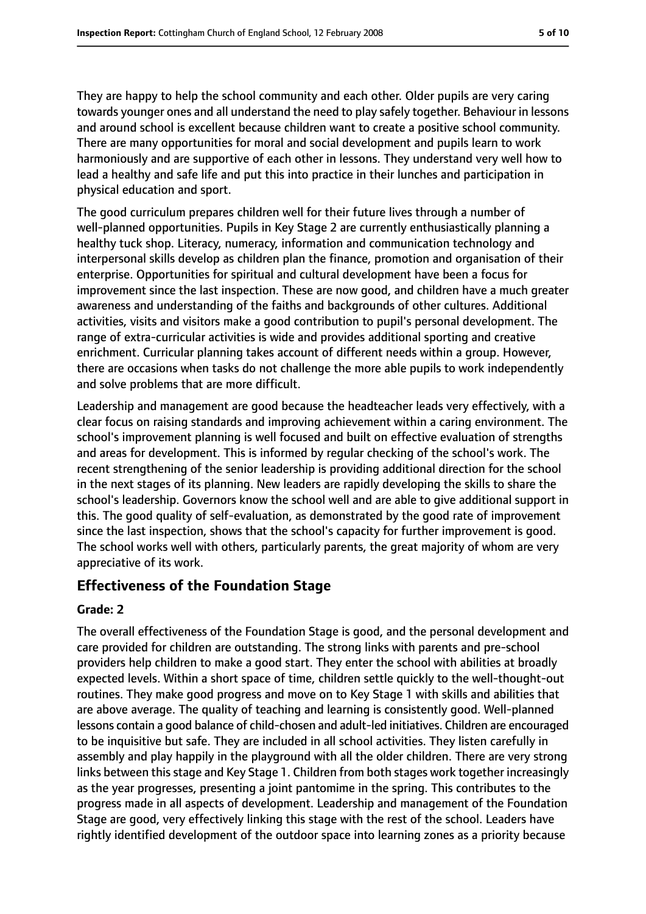They are happy to help the school community and each other. Older pupils are very caring towards younger ones and all understand the need to play safely together. Behaviour in lessons and around school is excellent because children want to create a positive school community. There are many opportunities for moral and social development and pupils learn to work harmoniously and are supportive of each other in lessons. They understand very well how to lead a healthy and safe life and put this into practice in their lunches and participation in physical education and sport.

The good curriculum prepares children well for their future lives through a number of well-planned opportunities. Pupils in Key Stage 2 are currently enthusiastically planning a healthy tuck shop. Literacy, numeracy, information and communication technology and interpersonal skills develop as children plan the finance, promotion and organisation of their enterprise. Opportunities for spiritual and cultural development have been a focus for improvement since the last inspection. These are now good, and children have a much greater awareness and understanding of the faiths and backgrounds of other cultures. Additional activities, visits and visitors make a good contribution to pupil's personal development. The range of extra-curricular activities is wide and provides additional sporting and creative enrichment. Curricular planning takes account of different needs within a group. However, there are occasions when tasks do not challenge the more able pupils to work independently and solve problems that are more difficult.

Leadership and management are good because the headteacher leads very effectively, with a clear focus on raising standards and improving achievement within a caring environment. The school's improvement planning is well focused and built on effective evaluation of strengths and areas for development. This is informed by regular checking of the school's work. The recent strengthening of the senior leadership is providing additional direction for the school in the next stages of its planning. New leaders are rapidly developing the skills to share the school's leadership. Governors know the school well and are able to give additional support in this. The good quality of self-evaluation, as demonstrated by the good rate of improvement since the last inspection, shows that the school's capacity for further improvement is good. The school works well with others, particularly parents, the great majority of whom are very appreciative of its work.

## Effectiveness of the Foundation Stage

#### Grade: 2

The overall effectiveness of the Foundation Stage is good, and the personal development and care provided for children are outstanding. The strong links with parents and pre-school providers help children to make a good start. They enter the school with abilities at broadly expected levels. Within a short space of time, children settle quickly to the well-thought-out routines. They make good progress and move on to Key Stage 1 with skills and abilities that are above average. The quality of teaching and learning is consistently good. Well-planned lessons contain a good balance of child-chosen and adult-led initiatives. Children are encouraged to be inquisitive but safe. They are included in all school activities. They listen carefully in assembly and play happily in the playground with all the older children. There are very strong links between this stage and Key Stage 1. Children from both stages work together increasingly as the year progresses, presenting a joint pantomime in the spring. This contributes to the progress made in all aspects of development. Leadership and management of the Foundation Stage are good, very effectively linking this stage with the rest of the school. Leaders have rightly identified development of the outdoor space into learning zones as a priority because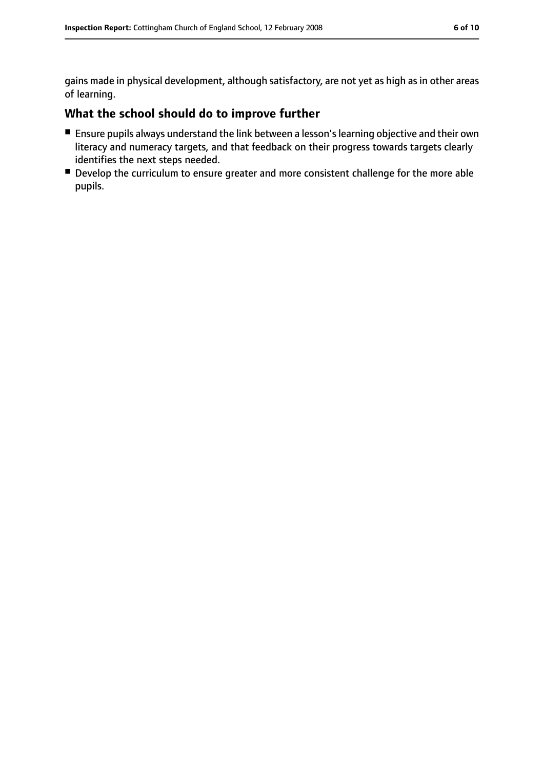gains made in physical development, although satisfactory, are not yet as high as in other areas of learning.

## What the school should do to improve further

- Ensure pupils always understand the link between a lesson's learning objective and their own literacy and numeracy targets, and that feedback on their progress towards targets clearly identifies the next steps needed.
- Develop the curriculum to ensure greater and more consistent challenge for the more able pupils.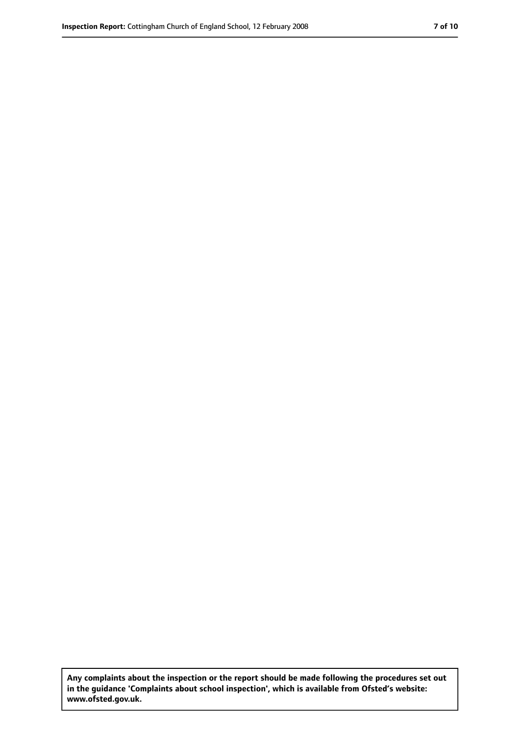**Any complaints about the inspection or the report should be made following the procedures set out in the guidance 'Complaints about school inspection', which is available from Ofsted's website: www.ofsted.gov.uk.**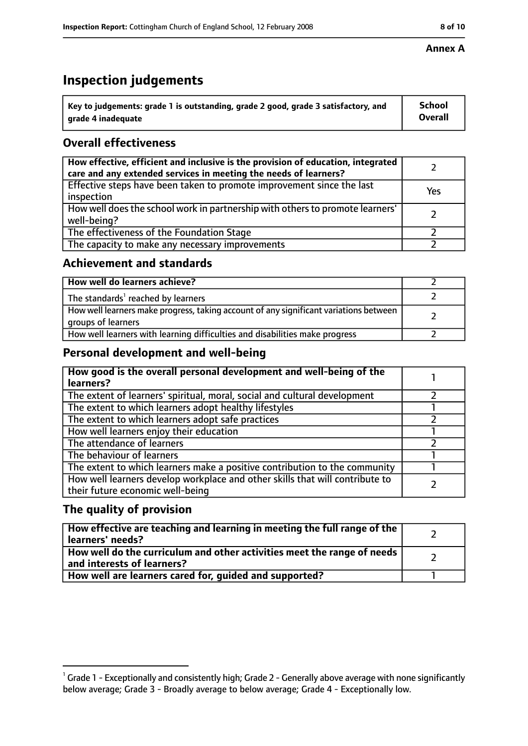**Annex A**

# Inspection judgements

| Key to judgements: grade 1 is outstanding, grade 2 good, grade 3 satisfactory, and grade 4 inadequate | School Overall |
|---|---|

## Overall effectiveness

| | |
|---|---|
| How effective, efficient and inclusive is the provision of education, integrated care and any extended services in meeting the needs of learners? | 2 |
| Effective steps have been taken to promote improvement since the last inspection | Yes |
| How well does the school work in partnership with others to promote learners' well-being? | 2 |
| The effectiveness of the Foundation Stage | 2 |
| The capacity to make any necessary improvements | 2 |

## Achievement and standards

| | |
|---|---|
| **How well do learners achieve?** | 2 |
| The standards[1] reached by learners | 2 |
| How well learners make progress, taking account of any significant variations between groups of learners | 2 |
| How well learners with learning difficulties and disabilities make progress | 2 |

## Personal development and well-being

| | |
|---|---|
| **How good is the overall personal development and well-being of the learners?** | 1 |
| The extent of learners' spiritual, moral, social and cultural development | 2 |
| The extent to which learners adopt healthy lifestyles | 1 |
| The extent to which learners adopt safe practices | 2 |
| How well learners enjoy their education | 1 |
| The attendance of learners | 2 |
| The behaviour of learners | 1 |
| The extent to which learners make a positive contribution to the community | 1 |
| How well learners develop workplace and other skills that will contribute to their future economic well-being | 2 |

## The quality of provision

| | |
|---|---|
| **How effective are teaching and learning in meeting the full range of the learners' needs?** | 2 |
| **How well do the curriculum and other activities meet the range of needs and interests of learners?** | 2 |
| **How well are learners cared for, guided and supported?** | 1 |

[1] Grade 1 - Exceptionally and consistently high; Grade 2 - Generally above average with none significantly below average; Grade 3 - Broadly average to below average; Grade 4 - Exceptionally low.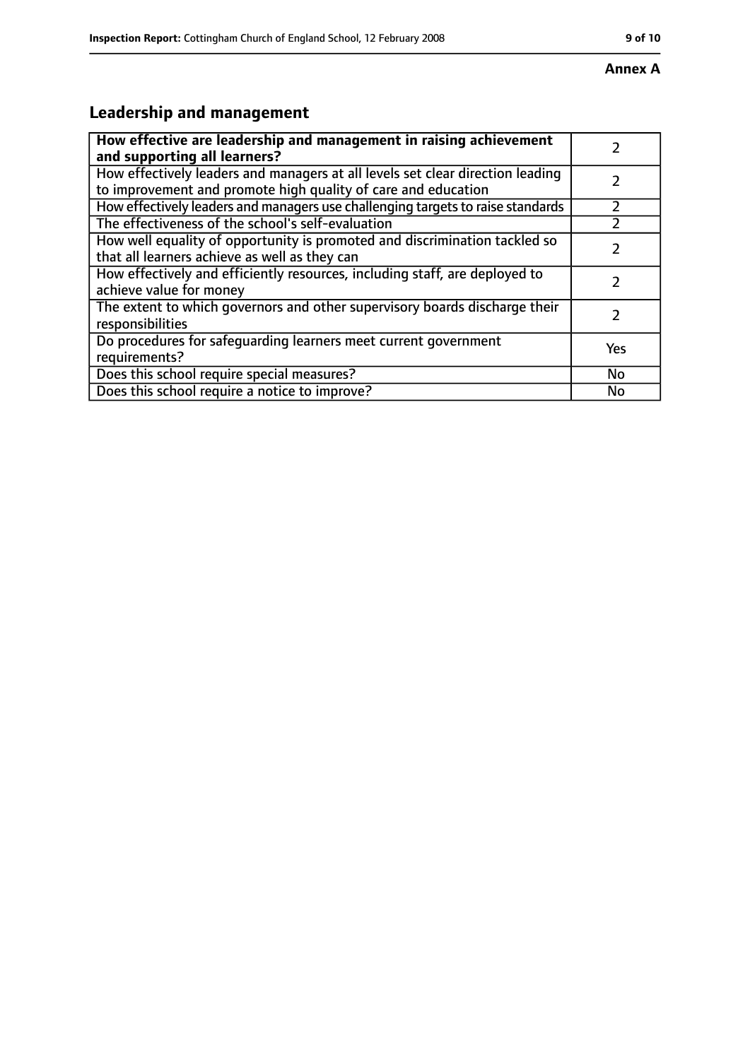**Annex A**

## Leadership and management

| | |
|---|---|
| **How effective are leadership and management in raising achievement and supporting all learners?** | 2 |
| How effectively leaders and managers at all levels set clear direction leading to improvement and promote high quality of care and education | 2 |
| How effectively leaders and managers use challenging targets to raise standards | 2 |
| The effectiveness of the school's self-evaluation | 2 |
| How well equality of opportunity is promoted and discrimination tackled so that all learners achieve as well as they can | 2 |
| How effectively and efficiently resources, including staff, are deployed to achieve value for money | 2 |
| The extent to which governors and other supervisory boards discharge their responsibilities | 2 |
| Do procedures for safeguarding learners meet current government requirements? | Yes |
| Does this school require special measures? | No |
| Does this school require a notice to improve? | No |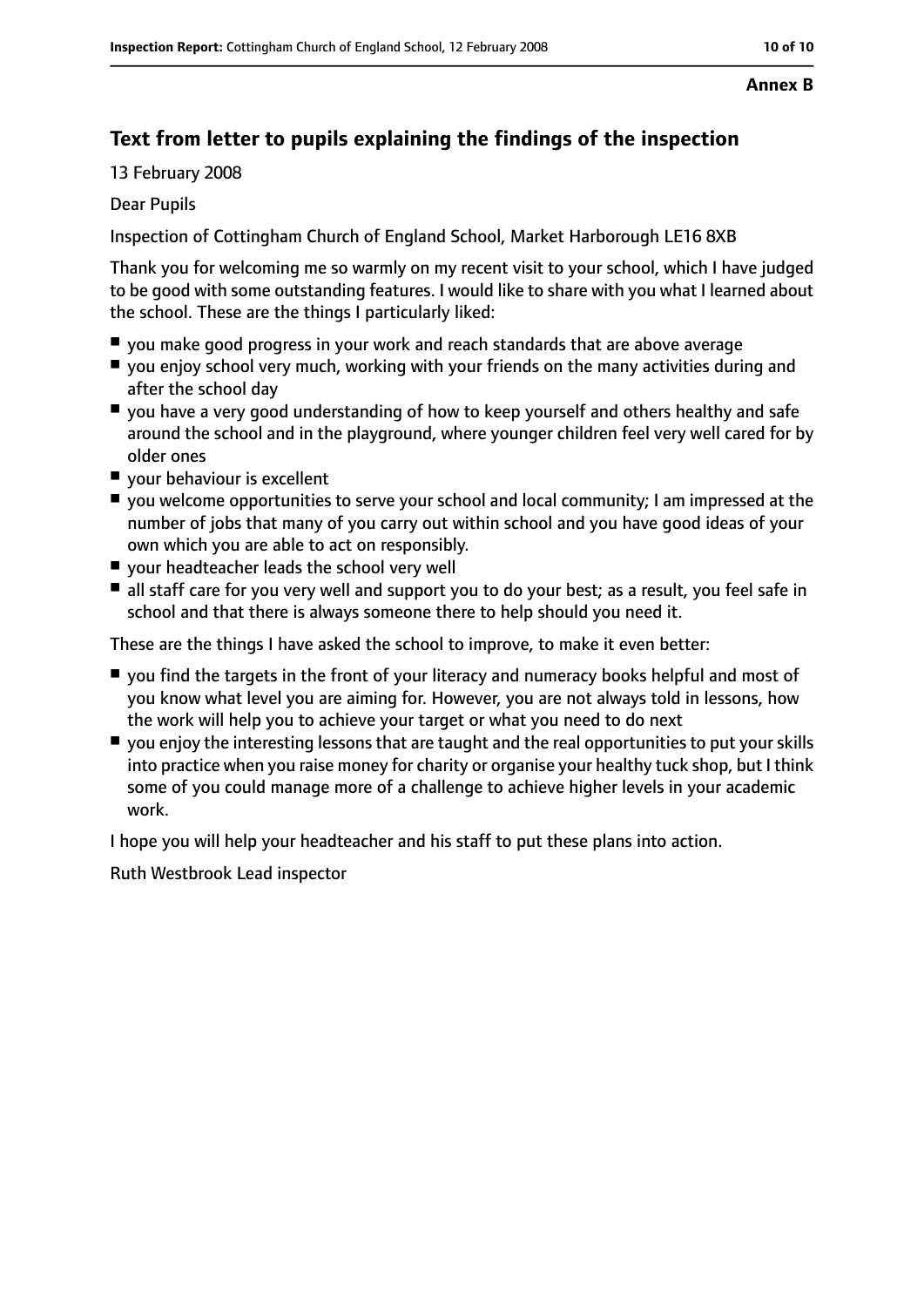**Annex B**

## Text from letter to pupils explaining the findings of the inspection

13 February 2008

Dear Pupils

Inspection of Cottingham Church of England School, Market Harborough LE16 8XB

Thank you for welcoming me so warmly on my recent visit to your school, which I have judged to be good with some outstanding features. I would like to share with you what I learned about the school. These are the things I particularly liked:

- you make good progress in your work and reach standards that are above average
- you enjoy school very much, working with your friends on the many activities during and after the school day
- you have a very good understanding of how to keep yourself and others healthy and safe around the school and in the playground, where younger children feel very well cared for by older ones
- your behaviour is excellent
- you welcome opportunities to serve your school and local community; I am impressed at the number of jobs that many of you carry out within school and you have good ideas of your own which you are able to act on responsibly.
- your headteacher leads the school very well
- all staff care for you very well and support you to do your best; as a result, you feel safe in school and that there is always someone there to help should you need it.

These are the things I have asked the school to improve, to make it even better:

- you find the targets in the front of your literacy and numeracy books helpful and most of you know what level you are aiming for. However, you are not always told in lessons, how the work will help you to achieve your target or what you need to do next
- you enjoy the interesting lessons that are taught and the real opportunities to put your skills into practice when you raise money for charity or organise your healthy tuck shop, but I think some of you could manage more of a challenge to achieve higher levels in your academic work.

I hope you will help your headteacher and his staff to put these plans into action.

Ruth Westbrook Lead inspector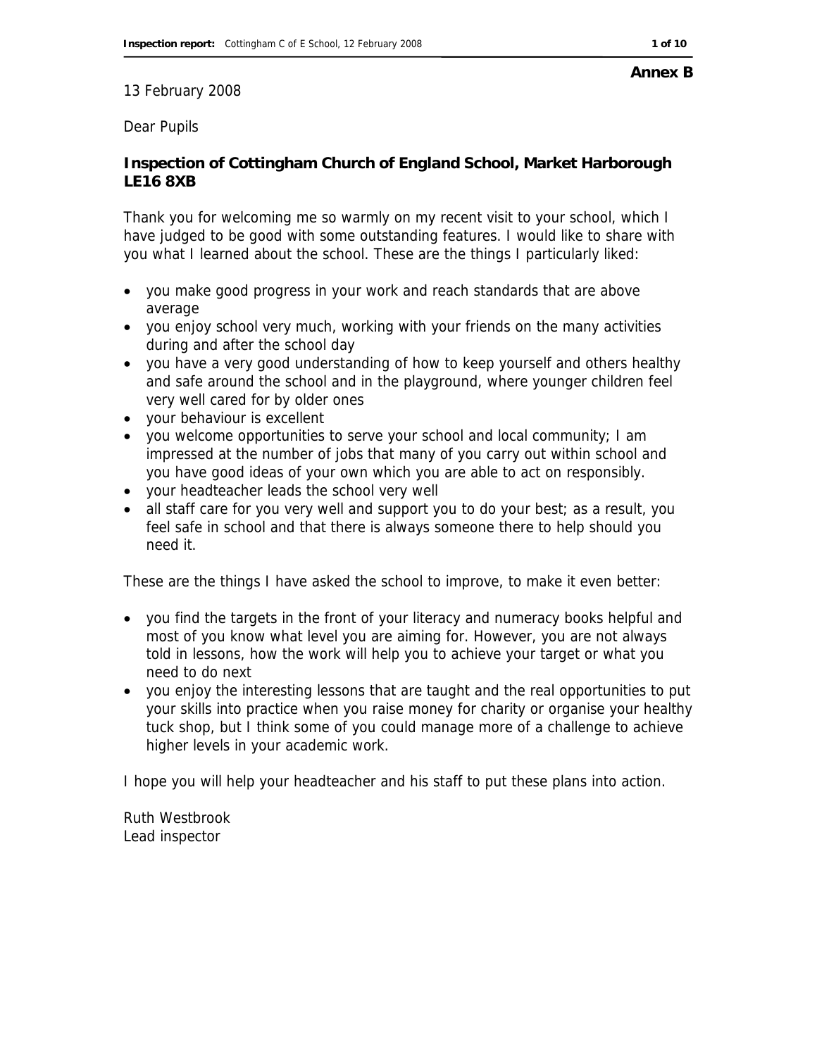**Annex B**

13 February 2008

Dear Pupils

**Inspection of Cottingham Church of England School, Market Harborough LE16 8XB**

Thank you for welcoming me so warmly on my recent visit to your school, which I have judged to be good with some outstanding features. I would like to share with you what I learned about the school. These are the things I particularly liked:

- you make good progress in your work and reach standards that are above average
- you enjoy school very much, working with your friends on the many activities during and after the school day
- you have a very good understanding of how to keep yourself and others healthy and safe around the school and in the playground, where younger children feel very well cared for by older ones
- your behaviour is excellent
- you welcome opportunities to serve your school and local community; I am impressed at the number of jobs that many of you carry out within school and you have good ideas of your own which you are able to act on responsibly.
- your headteacher leads the school very well
- all staff care for you very well and support you to do your best; as a result, you feel safe in school and that there is always someone there to help should you need it.

These are the things I have asked the school to improve, to make it even better:

- you find the targets in the front of your literacy and numeracy books helpful and most of you know what level you are aiming for. However, you are not always told in lessons, how the work will help you to achieve your target or what you need to do next
- you enjoy the interesting lessons that are taught and the real opportunities to put your skills into practice when you raise money for charity or organise your healthy tuck shop, but I think some of you could manage more of a challenge to achieve higher levels in your academic work.

I hope you will help your headteacher and his staff to put these plans into action.

Ruth Westbrook
Lead inspector